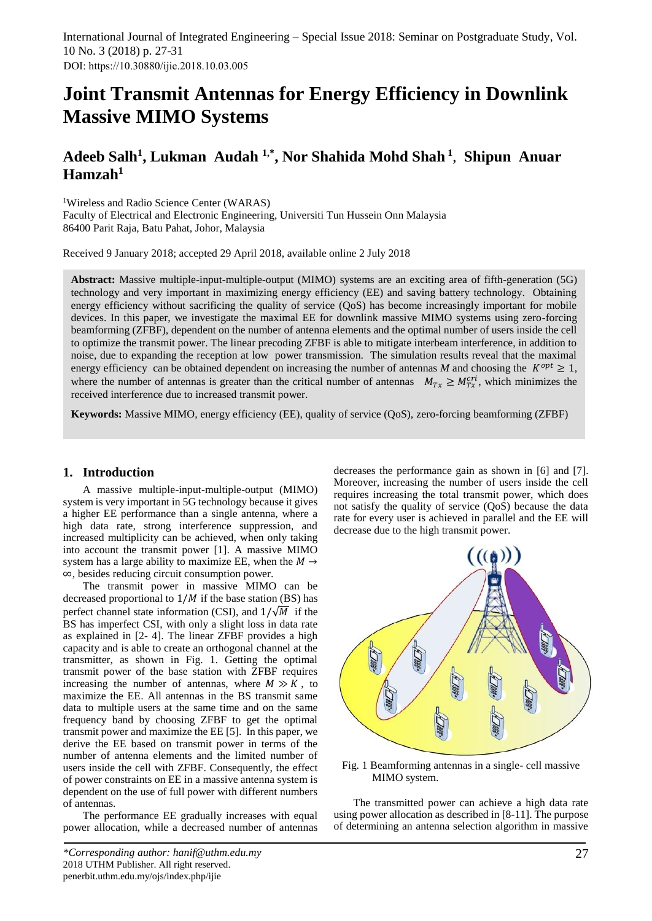# Joint Transmit Antennas for Energy Efficiency in Downlink Massive MIMO Systems

**Adeeb Salh[1], Lukman Audah [1,*], Nor Shahida Mohd Shah [1], Shipun Anuar Hamzah[1]**

[1]Wireless and Radio Science Center (WARAS)
Faculty of Electrical and Electronic Engineering, Universiti Tun Hussein Onn Malaysia
86400 Parit Raja, Batu Pahat, Johor, Malaysia

Received 9 January 2018; accepted 29 April 2018, available online 2 July 2018

**Abstract:** Massive multiple-input-multiple-output (MIMO) systems are an exciting area of fifth-generation (5G) technology and very important in maximizing energy efficiency (EE) and saving battery technology. Obtaining energy efficiency without sacrificing the quality of service (QoS) has become increasingly important for mobile devices. In this paper, we investigate the maximal EE for downlink massive MIMO systems using zero-forcing beamforming (ZFBF), dependent on the number of antenna elements and the optimal number of users inside the cell to optimize the transmit power. The linear precoding ZFBF is able to mitigate interbeam interference, in addition to noise, due to expanding the reception at low power transmission. The simulation results reveal that the maximal energy efficiency can be obtained dependent on increasing the number of antennas $M$ and choosing the $K^{opt} \geq 1$, where the number of antennas is greater than the critical number of antennas $M_{Tx} \geq M_{Tx}^{cri}$, which minimizes the received interference due to increased transmit power.

**Keywords:** Massive MIMO, energy efficiency (EE), quality of service (QoS), zero-forcing beamforming (ZFBF)

## 1. Introduction

A massive multiple-input-multiple-output (MIMO) system is very important in 5G technology because it gives a higher EE performance than a single antenna, where a high data rate, strong interference suppression, and increased multiplicity can be achieved, when only taking into account the transmit power [1]. A massive MIMO system has a large ability to maximize EE, when the $M \to \infty$, besides reducing circuit consumption power.

The transmit power in massive MIMO can be decreased proportional to $1/M$ if the base station (BS) has perfect channel state information (CSI), and $1/\sqrt{M}$ if the BS has imperfect CSI, with only a slight loss in data rate as explained in [2- 4]. The linear ZFBF provides a high capacity and is able to create an orthogonal channel at the transmitter, as shown in Fig. 1. Getting the optimal transmit power of the base station with ZFBF requires increasing the number of antennas, where $M \gg K$, to maximize the EE. All antennas in the BS transmit same data to multiple users at the same time and on the same frequency band by choosing ZFBF to get the optimal transmit power and maximize the EE [5]. In this paper, we derive the EE based on transmit power in terms of the number of antenna elements and the limited number of users inside the cell with ZFBF. Consequently, the effect of power constraints on EE in a massive antenna system is dependent on the use of full power with different numbers of antennas.

The performance EE gradually increases with equal power allocation, while a decreased number of antennas decreases the performance gain as shown in [6] and [7]. Moreover, increasing the number of users inside the cell requires increasing the total transmit power, which does not satisfy the quality of service (QoS) because the data rate for every user is achieved in parallel and the EE will decrease due to the high transmit power.

Fig. 1 Beamforming antennas in a single- cell massive MIMO system.

The transmitted power can achieve a high data rate using power allocation as described in [8-11]. The purpose of determining an antenna selection algorithm in massive

*Corresponding author: hanif@uthm.edu.my
2018 UTHM Publisher. All right reserved.
penerbit.uthm.edu.my/ojs/index.php/ijie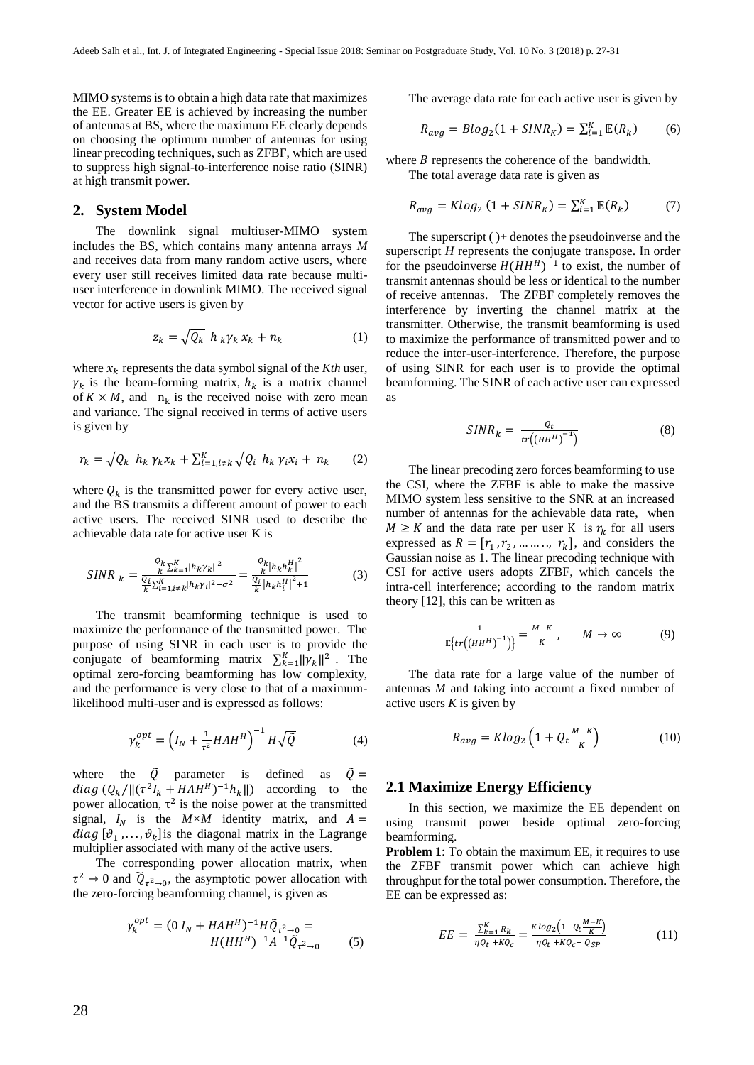MIMO systems is to obtain a high data rate that maximizes the EE. Greater EE is achieved by increasing the number of antennas at BS, where the maximum EE clearly depends on choosing the optimum number of antennas for using linear precoding techniques, such as ZFBF, which are used to suppress high signal-to-interference noise ratio (SINR) at high transmit power.

## 2. System Model

The downlink signal multiuser-MIMO system includes the BS, which contains many antenna arrays $M$ and receives data from many random active users, where every user still receives limited data rate because multi-user interference in downlink MIMO. The received signal vector for active users is given by

$$z_k = \sqrt{Q_k}\; h_k \gamma_k\, x_k + n_k \qquad (1)$$

where $x_k$ represents the data symbol signal of the *Kth* user, $\gamma_k$ is the beam-forming matrix, $h_k$ is a matrix channel of $K \times M$, and $n_k$ is the received noise with zero mean and variance. The signal received in terms of active users is given by

$$r_k = \sqrt{Q_k}\; h_k\, \gamma_k x_k + \sum_{i=1, i\neq k}^{K} \sqrt{Q_i}\; h_k\, \gamma_i x_i + n_k \qquad (2)$$

where $Q_k$ is the transmitted power for every active user, and the BS transmits a different amount of power to each active users. The received SINR used to describe the achievable data rate for active user K is

$$SINR_k = \frac{\frac{Q_k}{k}\sum_{k=1}^{K}|h_k \gamma_k|^2}{\frac{Q_i}{k}\sum_{i=1,i\neq k}^{K}|h_k \gamma_i|^2 + \sigma^2} = \frac{\frac{Q_k}{k}|h_k h_k^H|^2}{\frac{Q_i}{k}|h_k h_i^H|^2 + 1} \qquad (3)$$

The transmit beamforming technique is used to maximize the performance of the transmitted power. The purpose of using SINR in each user is to provide the conjugate of beamforming matrix $\sum_{k=1}^{K}\|\gamma_k\|^2$. The optimal zero-forcing beamforming has low complexity, and the performance is very close to that of a maximum-likelihood multi-user and is expressed as follows:

$$\gamma_k^{opt} = \left(I_N + \frac{1}{\tau^2} H A H^H\right)^{-1} H\sqrt{\tilde{Q}} \qquad (4)$$

where the $\tilde{Q}$ parameter is defined as $\tilde{Q} = diag\,(Q_k/\|(\tau^2 I_k + HAH^H)^{-1}h_k\|)$ according to the power allocation, $\tau^2$ is the noise power at the transmitted signal, $I_N$ is the $M{\times}M$ identity matrix, and $A = diag\,[\vartheta_1, \ldots, \vartheta_k]$ is the diagonal matrix in the Lagrange multiplier associated with many of the active users.

The corresponding power allocation matrix, when $\tau^2 \rightarrow 0$ and $\tilde{Q}_{\tau^2 \rightarrow 0}$, the asymptotic power allocation with the zero-forcing beamforming channel, is given as

$$\gamma_k^{opt} = (0\, I_N + HAH^H)^{-1} H \tilde{Q}_{\tau^2 \rightarrow 0} = H(HH^H)^{-1} A^{-1} \tilde{Q}_{\tau^2 \rightarrow 0} \qquad (5)$$

The average data rate for each active user is given by

$$R_{avg} = B\log_2(1 + SINR_K) = \sum_{i=1}^{K} \mathbb{E}(R_k) \qquad (6)$$

where $B$ represents the coherence of the bandwidth.

The total average data rate is given as

$$R_{avg} = K\log_2\,(1 + SINR_K) = \sum_{i=1}^{K} \mathbb{E}(R_k) \qquad (7)$$

The superscript ( )+ denotes the pseudoinverse and the superscript $H$ represents the conjugate transpose. In order for the pseudoinverse $H(HH^H)^{-1}$ to exist, the number of transmit antennas should be less or identical to the number of receive antennas. The ZFBF completely removes the interference by inverting the channel matrix at the transmitter. Otherwise, the transmit beamforming is used to maximize the performance of transmitted power and to reduce the inter-user-interference. Therefore, the purpose of using SINR for each user is to provide the optimal beamforming. The SINR of each active user can expressed as

$$SINR_k = \frac{Q_t}{tr\left((HH^H)^{-1}\right)} \qquad (8)$$

The linear precoding zero forces beamforming to use the CSI, where the ZFBF is able to make the massive MIMO system less sensitive to the SNR at an increased number of antennas for the achievable data rate, when $M \geq K$ and the data rate per user K is $r_k$ for all users expressed as $R = [r_1, r_2, \ldots\ldots, r_k]$, and considers the Gaussian noise as 1. The linear precoding technique with CSI for active users adopts ZFBF, which cancels the intra-cell interference; according to the random matrix theory [12], this can be written as

$$\frac{1}{\mathbb{E}\left\{tr\left((HH^H)^{-1}\right)\right\}} = \frac{M-K}{K}, \qquad M \rightarrow \infty \qquad (9)$$

The data rate for a large value of the number of antennas $M$ and taking into account a fixed number of active users $K$ is given by

$$R_{avg} = K\log_2\left(1 + Q_t \frac{M-K}{K}\right) \qquad (10)$$

### 2.1 Maximize Energy Efficiency

In this section, we maximize the EE dependent on using transmit power beside optimal zero-forcing beamforming.

**Problem 1**: To obtain the maximum EE, it requires to use the ZFBF transmit power which can achieve high throughput for the total power consumption. Therefore, the EE can be expressed as:

$$EE = \frac{\sum_{k=1}^{K} R_k}{\eta Q_t + K Q_c} = \frac{K\log_2\left(1 + Q_t \frac{M-K}{K}\right)}{\eta Q_t + K Q_c + Q_{SP}} \qquad (11)$$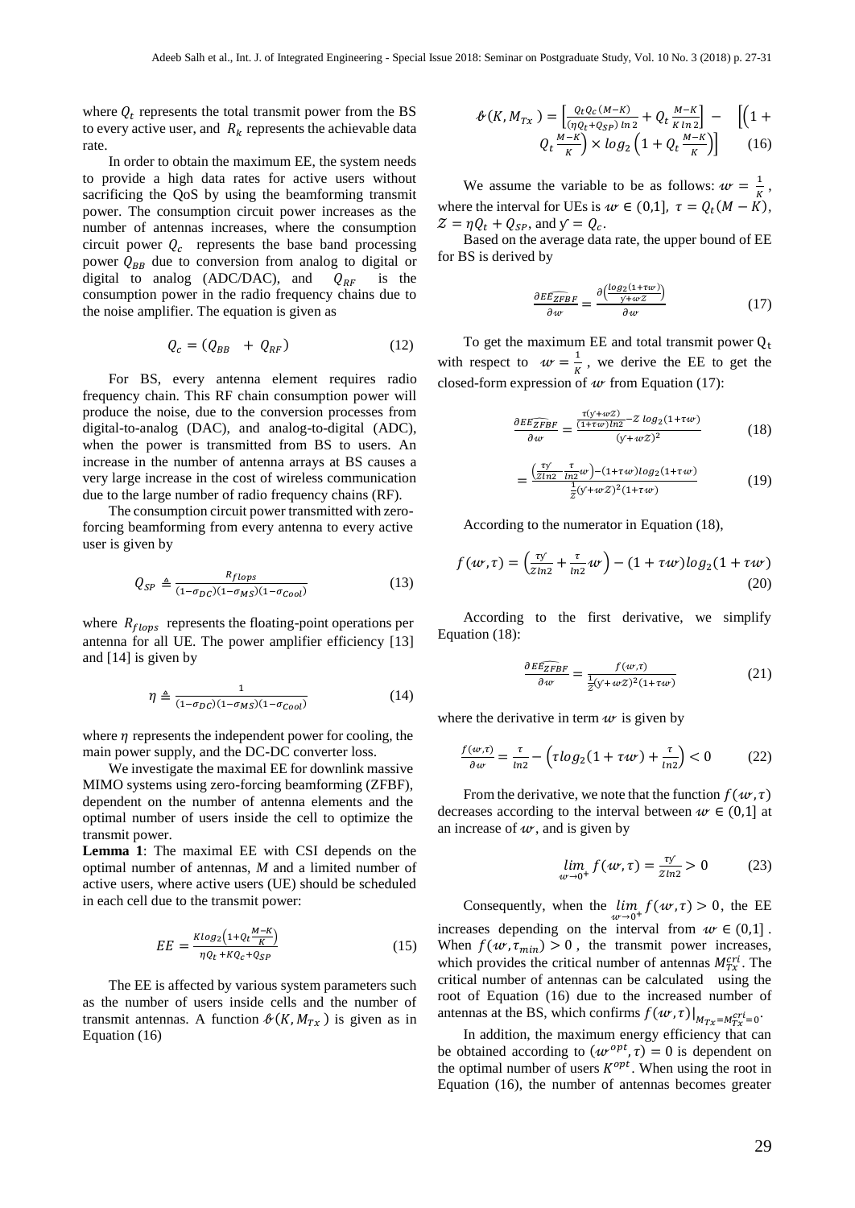where $Q_t$ represents the total transmit power from the BS to every active user, and $R_k$ represents the achievable data rate.

In order to obtain the maximum EE, the system needs to provide a high data rates for active users without sacrificing the QoS by using the beamforming transmit power. The consumption circuit power increases as the number of antennas increases, where the consumption circuit power $Q_c$ represents the base band processing power $Q_{BB}$ due to conversion from analog to digital or digital to analog (ADC/DAC), and $Q_{RF}$ is the consumption power in the radio frequency chains due to the noise amplifier. The equation is given as

$$Q_c = (Q_{BB} \;\; + \; Q_{RF}) \tag{12}$$

For BS, every antenna element requires radio frequency chain. This RF chain consumption power will produce the noise, due to the conversion processes from digital-to-analog (DAC), and analog-to-digital (ADC), when the power is transmitted from BS to users. An increase in the number of antenna arrays at BS causes a very large increase in the cost of wireless communication due to the large number of radio frequency chains (RF).

The consumption circuit power transmitted with zero-forcing beamforming from every antenna to every active user is given by

$$Q_{SP} \triangleq \frac{R_{flops}}{(1-\sigma_{DC})(1-\sigma_{MS})(1-\sigma_{Cool})} \tag{13}$$

where $R_{flops}$ represents the floating-point operations per antenna for all UE. The power amplifier efficiency [13] and [14] is given by

$$\eta \triangleq \frac{1}{(1-\sigma_{DC})(1-\sigma_{MS})(1-\sigma_{Cool})} \tag{14}$$

where $\eta$ represents the independent power for cooling, the main power supply, and the DC-DC converter loss.

We investigate the maximal EE for downlink massive MIMO systems using zero-forcing beamforming (ZFBF), dependent on the number of antenna elements and the optimal number of users inside the cell to optimize the transmit power.

**Lemma 1**: The maximal EE with CSI depends on the optimal number of antennas, *M* and a limited number of active users, where active users (UE) should be scheduled in each cell due to the transmit power:

$$EE = \frac{K log_2\left(1+Q_t\frac{M-K}{K}\right)}{\eta Q_t + K Q_c + Q_{SP}} \tag{15}$$

The EE is affected by various system parameters such as the number of users inside cells and the number of transmit antennas. A function $\mathscr{b}(K, M_{Tx})$ is given as in Equation (16)

$$\mathscr{b}(K, M_{Tx}) = \left[\frac{Q_t Q_c (M-K)}{(\eta Q_t + Q_{SP})\, ln\, 2} + Q_t \frac{M-K}{K\, ln\, 2}\right] - \left[\left(1 + Q_t \frac{M-K}{K}\right) \times log_2\left(1 + Q_t \frac{M-K}{K}\right)\right] \tag{16}$$

We assume the variable to be as follows: $w = \frac{1}{K}$, where the interval for UEs is $w \in (0,1]$, $\tau = Q_t(M-K)$, $\mathcal{Z} = \eta Q_t + Q_{SP}$, and $y = Q_c$.

Based on the average data rate, the upper bound of EE for BS is derived by

$$\frac{\partial \widehat{EE_{ZFBF}}}{\partial w} = \frac{\partial\left(\frac{log_2(1+\tau w)}{y + w\mathcal{Z}}\right)}{\partial w} \tag{17}$$

To get the maximum EE and total transmit power $Q_t$ with respect to $w = \frac{1}{K}$, we derive the EE to get the closed-form expression of $w$ from Equation (17):

$$\frac{\partial \widehat{EE_{ZFBF}}}{\partial w} = \frac{\frac{\tau(y + w\mathcal{Z})}{(1+\tau w) ln2} - \mathcal{Z}\, log_2(1+\tau w)}{(y + w\mathcal{Z})^2} \tag{18}$$

$$= \frac{\left(\frac{\tau y}{\mathcal{Z} ln2} \frac{\tau}{ln2} w\right) - (1+\tau w) log_2(1+\tau w)}{\frac{1}{\mathcal{Z}}(y + w\mathcal{Z})^2 (1+\tau w)} \tag{19}$$

According to the numerator in Equation (18),

$$f(w, \tau) = \left(\frac{\tau y}{\mathcal{Z} ln2} + \frac{\tau}{ln2} w\right) - (1+\tau w) log_2(1+\tau w) \tag{20}$$

According to the first derivative, we simplify Equation (18):

$$\frac{\partial \widehat{EE_{ZFBF}}}{\partial w} = \frac{f(w, \tau)}{\frac{1}{\mathcal{Z}}(y + w\mathcal{Z})^2 (1+\tau w)} \tag{21}$$

where the derivative in term $w$ is given by

$$\frac{f(w, \tau)}{\partial w} = \frac{\tau}{ln2} - \left(\tau log_2(1+\tau w) + \frac{\tau}{ln2}\right) < 0 \tag{22}$$

From the derivative, we note that the function $f(w, \tau)$ decreases according to the interval between $w \in (0,1]$ at an increase of $w$, and is given by

$$\lim_{w \to 0^+} f(w, \tau) = \frac{\tau y}{\mathcal{Z} ln2} > 0 \tag{23}$$

Consequently, when the $\lim_{w \to 0^+} f(w, \tau) > 0$, the EE increases depending on the interval from $w \in (0,1]$. When $f(w, \tau_{min}) > 0$, the transmit power increases, which provides the critical number of antennas $M_{Tx}^{cri}$. The critical number of antennas can be calculated using the root of Equation (16) due to the increased number of antennas at the BS, which confirms $f(w, \tau)|_{M_{Tx} = M_{Tx}^{cri} = 0}$.

In addition, the maximum energy efficiency that can be obtained according to $(w^{opt}, \tau) = 0$ is dependent on the optimal number of users $K^{opt}$. When using the root in Equation (16), the number of antennas becomes greater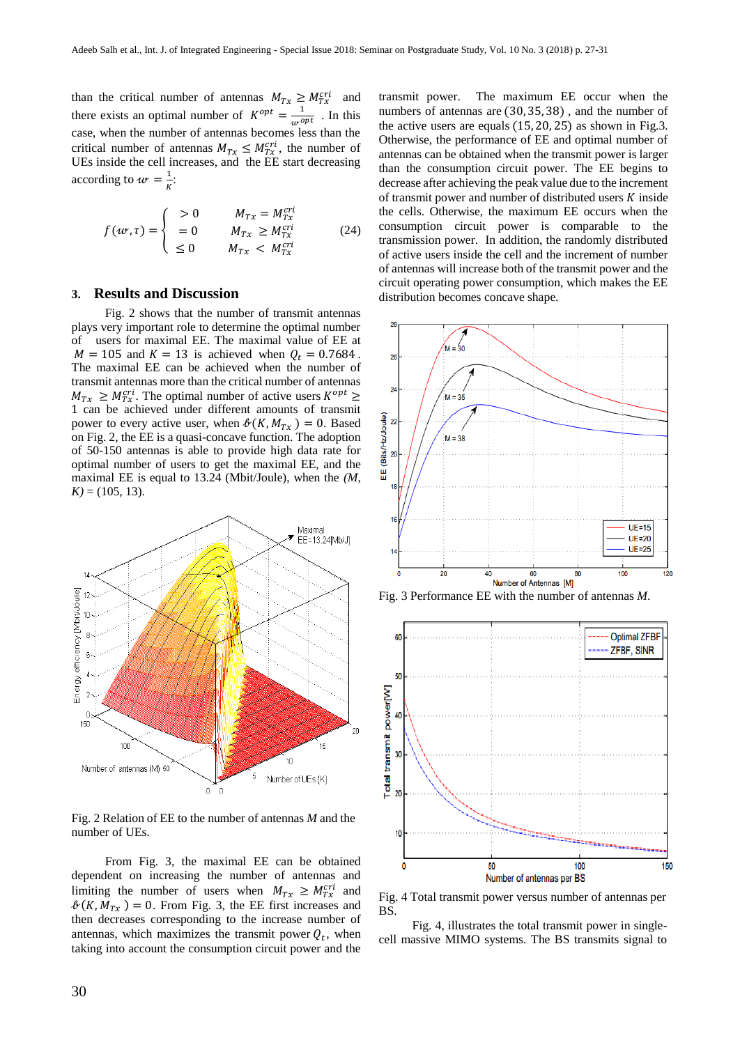than the critical number of antennas $M_{Tx} \geq M_{Tx}^{cri}$ and there exists an optimal number of $K^{opt} = \frac{1}{w^{opt}}$. In this case, when the number of antennas becomes less than the critical number of antennas $M_{Tx} \leq M_{Tx}^{cri}$, the number of UEs inside the cell increases, and the EE start decreasing according to $w = \frac{1}{K}$:

$$f(w,\tau) = \begin{cases} > 0 & M_{Tx} = M_{Tx}^{cri} \\ = 0 & M_{Tx} \geq M_{Tx}^{cri} \\ \leq 0 & M_{Tx} < M_{Tx}^{cri} \end{cases} \tag{24}$$

## 3. Results and Discussion

Fig. 2 shows that the number of transmit antennas plays very important role to determine the optimal number of users for maximal EE. The maximal value of EE at $M = 105$ and $K = 13$ is achieved when $Q_t = 0.7684$. The maximal EE can be achieved when the number of transmit antennas more than the critical number of antennas $M_{Tx} \geq M_{Tx}^{cri}$. The optimal number of active users $K^{opt} \geq 1$ can be achieved under different amounts of transmit power to every active user, when $\mathscr{b}(K, M_{Tx}) = 0$. Based on Fig. 2, the EE is a quasi-concave function. The adoption of 50-150 antennas is able to provide high data rate for optimal number of users to get the maximal EE, and the maximal EE is equal to 13.24 (Mbit/Joule), when the *(M, K)* = (105, 13).

Fig. 2 Relation of EE to the number of antennas *M* and the number of UEs.

From Fig. 3, the maximal EE can be obtained dependent on increasing the number of antennas and limiting the number of users when $M_{Tx} \geq M_{Tx}^{cri}$ and $\mathscr{b}(K, M_{Tx}) = 0$. From Fig. 3, the EE first increases and then decreases corresponding to the increase number of antennas, which maximizes the transmit power $Q_t$, when taking into account the consumption circuit power and the transmit power. The maximum EE occur when the numbers of antennas are $(30, 35, 38)$, and the number of the active users are equals $(15, 20, 25)$ as shown in Fig.3. Otherwise, the performance of EE and optimal number of antennas can be obtained when the transmit power is larger than the consumption circuit power. The EE begins to decrease after achieving the peak value due to the increment of transmit power and number of distributed users $K$ inside the cells. Otherwise, the maximum EE occurs when the consumption circuit power is comparable to the transmission power. In addition, the randomly distributed of active users inside the cell and the increment of number of antennas will increase both of the transmit power and the circuit operating power consumption, which makes the EE distribution becomes concave shape.

Fig. 3 Performance EE with the number of antennas *M*.

Fig. 4 Total transmit power versus number of antennas per BS.

Fig. 4, illustrates the total transmit power in single-cell massive MIMO systems. The BS transmits signal to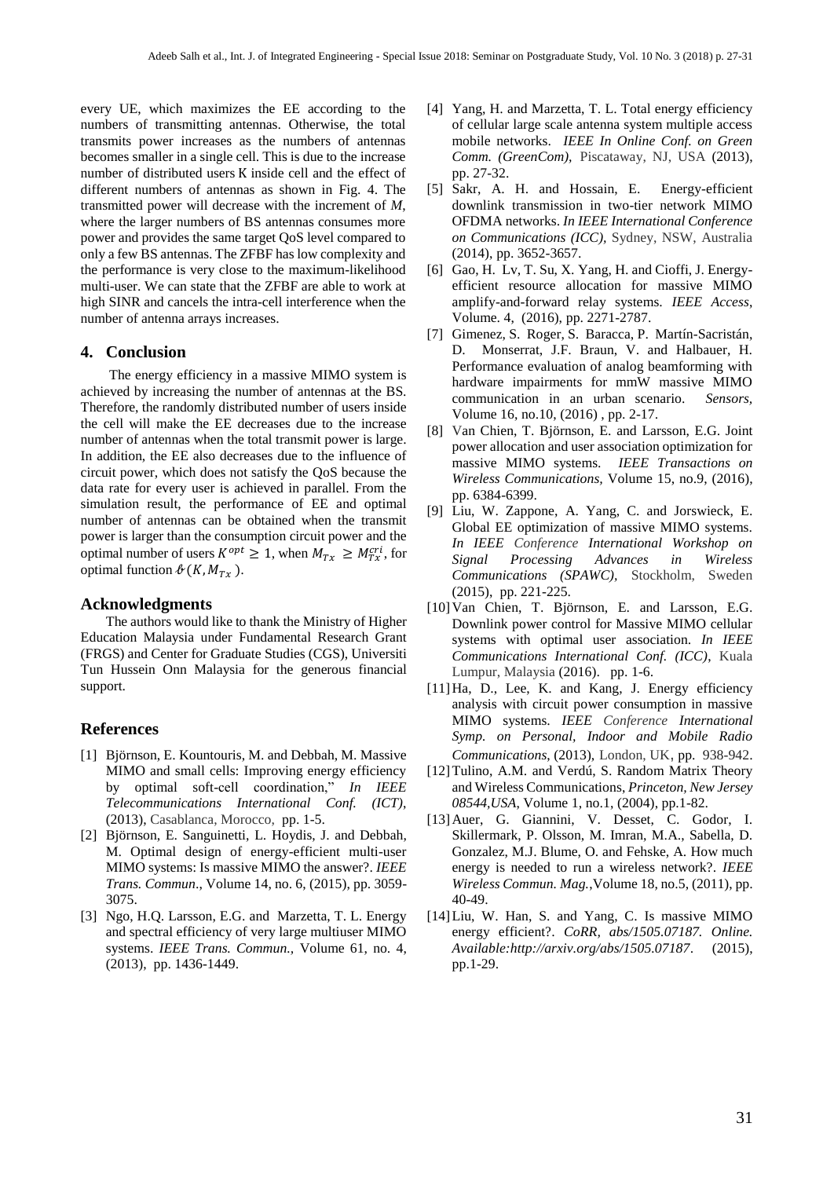every UE, which maximizes the EE according to the numbers of transmitting antennas. Otherwise, the total transmits power increases as the numbers of antennas becomes smaller in a single cell. This is due to the increase number of distributed users K inside cell and the effect of different numbers of antennas as shown in Fig. 4. The transmitted power will decrease with the increment of *M*, where the larger numbers of BS antennas consumes more power and provides the same target QoS level compared to only a few BS antennas. The ZFBF has low complexity and the performance is very close to the maximum-likelihood multi-user. We can state that the ZFBF are able to work at high SINR and cancels the intra-cell interference when the number of antenna arrays increases.

## 4. Conclusion

The energy efficiency in a massive MIMO system is achieved by increasing the number of antennas at the BS. Therefore, the randomly distributed number of users inside the cell will make the EE decreases due to the increase number of antennas when the total transmit power is large. In addition, the EE also decreases due to the influence of circuit power, which does not satisfy the QoS because the data rate for every user is achieved in parallel. From the simulation result, the performance of EE and optimal number of antennas can be obtained when the transmit power is larger than the consumption circuit power and the optimal number of users $K^{opt} \geq 1$, when $M_{Tx} \geq M_{Tx}^{cri}$, for optimal function $\mathscr{b}(K, M_{Tx})$.

## Acknowledgments

The authors would like to thank the Ministry of Higher Education Malaysia under Fundamental Research Grant (FRGS) and Center for Graduate Studies (CGS), Universiti Tun Hussein Onn Malaysia for the generous financial support.

## References

[1] Björnson, E. Kountouris, M. and Debbah, M. Massive MIMO and small cells: Improving energy efficiency by optimal soft-cell coordination," *In IEEE Telecommunications International Conf. (ICT)*, (2013), Casablanca, Morocco, pp. 1-5.

[2] Björnson, E. Sanguinetti, L. Hoydis, J. and Debbah, M. Optimal design of energy-efficient multi-user MIMO systems: Is massive MIMO the answer?. *IEEE Trans. Commun*., Volume 14, no. 6, (2015), pp. 3059-3075.

[3] Ngo, H.Q. Larsson, E.G. and Marzetta, T. L. Energy and spectral efficiency of very large multiuser MIMO systems. *IEEE Trans. Commun.*, Volume 61, no. 4, (2013), pp. 1436-1449.

[4] Yang, H. and Marzetta, T. L. Total energy efficiency of cellular large scale antenna system multiple access mobile networks. *IEEE In Online Conf. on Green Comm. (GreenCom)*, Piscataway, NJ, USA (2013), pp. 27-32.

[5] Sakr, A. H. and Hossain, E. Energy-efficient downlink transmission in two-tier network MIMO OFDMA networks. *In IEEE International Conference on Communications (ICC)*, Sydney, NSW, Australia (2014), pp. 3652-3657.

[6] Gao, H. Lv, T. Su, X. Yang, H. and Cioffi, J. Energy-efficient resource allocation for massive MIMO amplify-and-forward relay systems. *IEEE Access*, Volume. 4, (2016), pp. 2271-2787.

[7] Gimenez, S. Roger, S. Baracca, P. Martín-Sacristán, D. Monserrat, J.F. Braun, V. and Halbauer, H. Performance evaluation of analog beamforming with hardware impairments for mmW massive MIMO communication in an urban scenario. *Sensors*, Volume 16, no.10, (2016) , pp. 2-17.

[8] Van Chien, T. Björnson, E. and Larsson, E.G. Joint power allocation and user association optimization for massive MIMO systems. *IEEE Transactions on Wireless Communications*, Volume 15, no.9, (2016), pp. 6384-6399.

[9] Liu, W. Zappone, A. Yang, C. and Jorswieck, E. Global EE optimization of massive MIMO systems. *In IEEE Conference International Workshop on Signal Processing Advances in Wireless Communications (SPAWC)*, Stockholm, Sweden (2015), pp. 221-225.

[10] Van Chien, T. Björnson, E. and Larsson, E.G. Downlink power control for Massive MIMO cellular systems with optimal user association. *In IEEE Communications International Conf. (ICC)*, Kuala Lumpur, Malaysia (2016). pp. 1-6.

[11] Ha, D., Lee, K. and Kang, J. Energy efficiency analysis with circuit power consumption in massive MIMO systems. *IEEE Conference International Symp. on Personal, Indoor and Mobile Radio Communications*, (2013), London, UK, pp. 938-942.

[12] Tulino, A.M. and Verdú, S. Random Matrix Theory and Wireless Communications, *Princeton, New Jersey 08544,USA*, Volume 1, no.1, (2004), pp.1-82.

[13] Auer, G. Giannini, V. Desset, C. Godor, I. Skillermark, P. Olsson, M. Imran, M.A., Sabella, D. Gonzalez, M.J. Blume, O. and Fehske, A. How much energy is needed to run a wireless network?. *IEEE Wireless Commun. Mag.*,Volume 18, no.5, (2011), pp. 40-49.

[14] Liu, W. Han, S. and Yang, C. Is massive MIMO energy efficient?. *CoRR, abs/1505.07187. Online. Available:http://arxiv.org/abs/1505.07187*. (2015), pp.1-29.